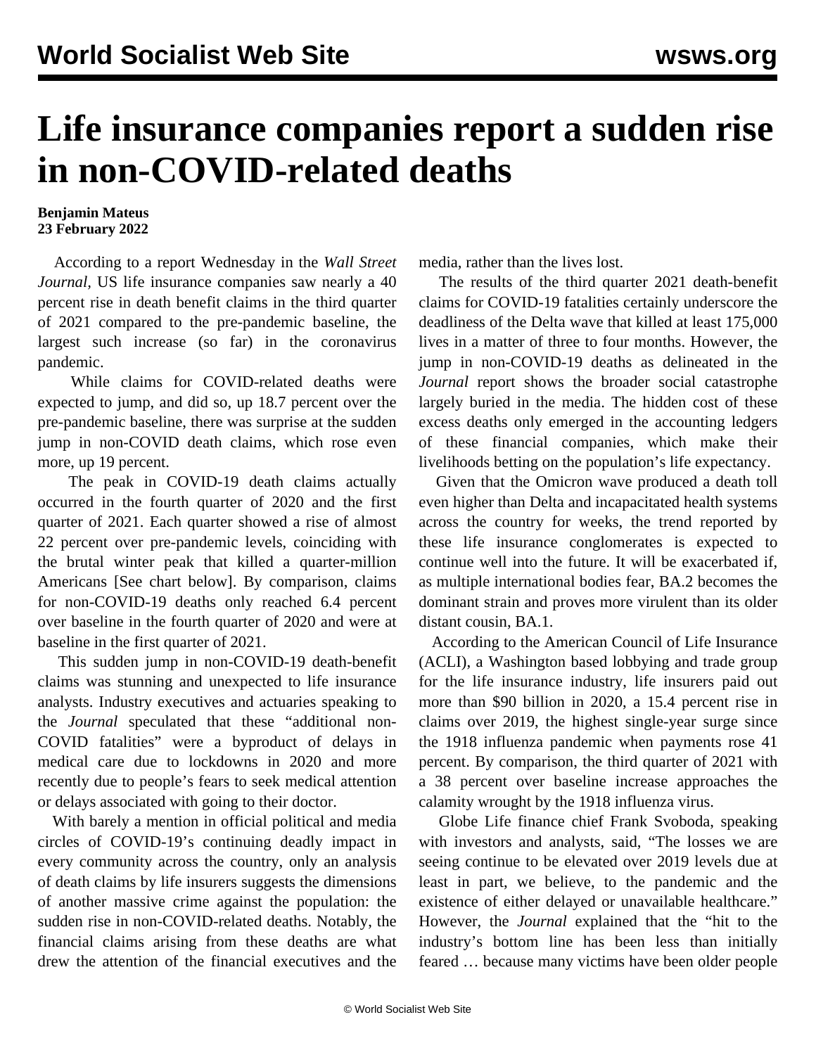# Life insurance companies report a sudden rise in non-COVID-related deaths

**Benjamin Mateus**
**23 February 2022**

According to a report Wednesday in the *Wall Street Journal*, US life insurance companies saw nearly a 40 percent rise in death benefit claims in the third quarter of 2021 compared to the pre-pandemic baseline, the largest such increase (so far) in the coronavirus pandemic.

While claims for COVID-related deaths were expected to jump, and did so, up 18.7 percent over the pre-pandemic baseline, there was surprise at the sudden jump in non-COVID death claims, which rose even more, up 19 percent.

The peak in COVID-19 death claims actually occurred in the fourth quarter of 2020 and the first quarter of 2021. Each quarter showed a rise of almost 22 percent over pre-pandemic levels, coinciding with the brutal winter peak that killed a quarter-million Americans [See chart below]. By comparison, claims for non-COVID-19 deaths only reached 6.4 percent over baseline in the fourth quarter of 2020 and were at baseline in the first quarter of 2021.

This sudden jump in non-COVID-19 death-benefit claims was stunning and unexpected to life insurance analysts. Industry executives and actuaries speaking to the *Journal* speculated that these "additional non-COVID fatalities" were a byproduct of delays in medical care due to lockdowns in 2020 and more recently due to people's fears to seek medical attention or delays associated with going to their doctor.

With barely a mention in official political and media circles of COVID-19's continuing deadly impact in every community across the country, only an analysis of death claims by life insurers suggests the dimensions of another massive crime against the population: the sudden rise in non-COVID-related deaths. Notably, the financial claims arising from these deaths are what drew the attention of the financial executives and the media, rather than the lives lost.

The results of the third quarter 2021 death-benefit claims for COVID-19 fatalities certainly underscore the deadliness of the Delta wave that killed at least 175,000 lives in a matter of three to four months. However, the jump in non-COVID-19 deaths as delineated in the *Journal* report shows the broader social catastrophe largely buried in the media. The hidden cost of these excess deaths only emerged in the accounting ledgers of these financial companies, which make their livelihoods betting on the population's life expectancy.

Given that the Omicron wave produced a death toll even higher than Delta and incapacitated health systems across the country for weeks, the trend reported by these life insurance conglomerates is expected to continue well into the future. It will be exacerbated if, as multiple international bodies fear, BA.2 becomes the dominant strain and proves more virulent than its older distant cousin, BA.1.

According to the American Council of Life Insurance (ACLI), a Washington based lobbying and trade group for the life insurance industry, life insurers paid out more than $90 billion in 2020, a 15.4 percent rise in claims over 2019, the highest single-year surge since the 1918 influenza pandemic when payments rose 41 percent. By comparison, the third quarter of 2021 with a 38 percent over baseline increase approaches the calamity wrought by the 1918 influenza virus.

Globe Life finance chief Frank Svoboda, speaking with investors and analysts, said, "The losses we are seeing continue to be elevated over 2019 levels due at least in part, we believe, to the pandemic and the existence of either delayed or unavailable healthcare." However, the *Journal* explained that the "hit to the industry's bottom line has been less than initially feared … because many victims have been older people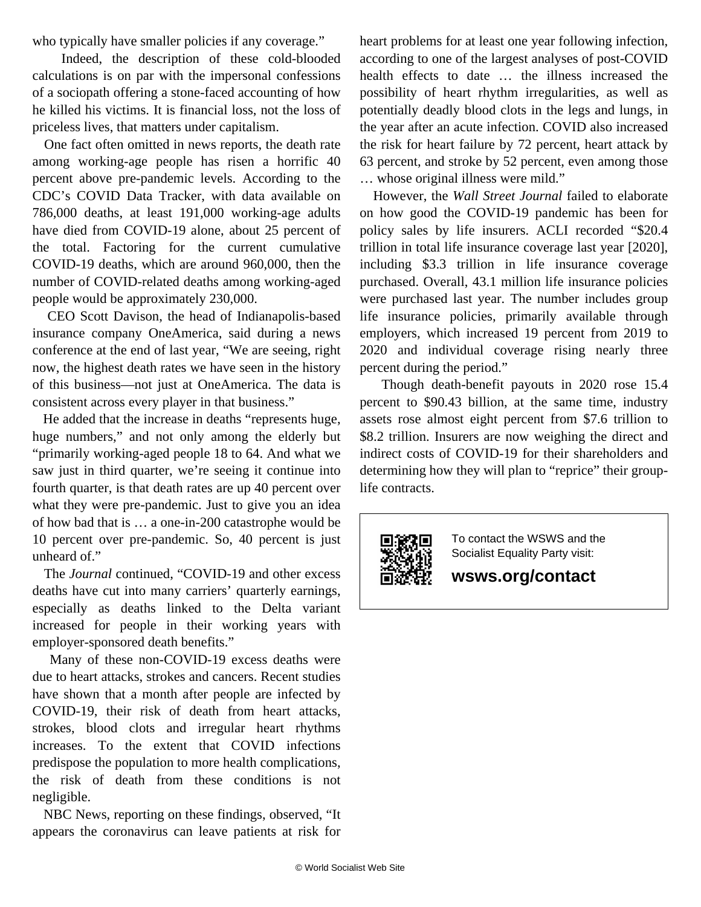who typically have smaller policies if any coverage."

Indeed, the description of these cold-blooded calculations is on par with the impersonal confessions of a sociopath offering a stone-faced accounting of how he killed his victims. It is financial loss, not the loss of priceless lives, that matters under capitalism.

One fact often omitted in news reports, the death rate among working-age people has risen a horrific 40 percent above pre-pandemic levels. According to the CDC's COVID Data Tracker, with data available on 786,000 deaths, at least 191,000 working-age adults have died from COVID-19 alone, about 25 percent of the total. Factoring for the current cumulative COVID-19 deaths, which are around 960,000, then the number of COVID-related deaths among working-aged people would be approximately 230,000.

CEO Scott Davison, the head of Indianapolis-based insurance company OneAmerica, said during a news conference at the end of last year, "We are seeing, right now, the highest death rates we have seen in the history of this business—not just at OneAmerica. The data is consistent across every player in that business."

He added that the increase in deaths "represents huge, huge numbers," and not only among the elderly but "primarily working-aged people 18 to 64. And what we saw just in third quarter, we're seeing it continue into fourth quarter, is that death rates are up 40 percent over what they were pre-pandemic. Just to give you an idea of how bad that is … a one-in-200 catastrophe would be 10 percent over pre-pandemic. So, 40 percent is just unheard of."

The *Journal* continued, "COVID-19 and other excess deaths have cut into many carriers' quarterly earnings, especially as deaths linked to the Delta variant increased for people in their working years with employer-sponsored death benefits."

Many of these non-COVID-19 excess deaths were due to heart attacks, strokes and cancers. Recent studies have shown that a month after people are infected by COVID-19, their risk of death from heart attacks, strokes, blood clots and irregular heart rhythms increases. To the extent that COVID infections predispose the population to more health complications, the risk of death from these conditions is not negligible.

NBC News, reporting on these findings, observed, "It appears the coronavirus can leave patients at risk for heart problems for at least one year following infection, according to one of the largest analyses of post-COVID health effects to date … the illness increased the possibility of heart rhythm irregularities, as well as potentially deadly blood clots in the legs and lungs, in the year after an acute infection. COVID also increased the risk for heart failure by 72 percent, heart attack by 63 percent, and stroke by 52 percent, even among those … whose original illness were mild."

However, the *Wall Street Journal* failed to elaborate on how good the COVID-19 pandemic has been for policy sales by life insurers. ACLI recorded "$20.4 trillion in total life insurance coverage last year [2020], including $3.3 trillion in life insurance coverage purchased. Overall, 43.1 million life insurance policies were purchased last year. The number includes group life insurance policies, primarily available through employers, which increased 19 percent from 2019 to 2020 and individual coverage rising nearly three percent during the period."

Though death-benefit payouts in 2020 rose 15.4 percent to $90.43 billion, at the same time, industry assets rose almost eight percent from $7.6 trillion to $8.2 trillion. Insurers are now weighing the direct and indirect costs of COVID-19 for their shareholders and determining how they will plan to "reprice" their group-life contracts.

To contact the WSWS and the Socialist Equality Party visit:

**wsws.org/contact**